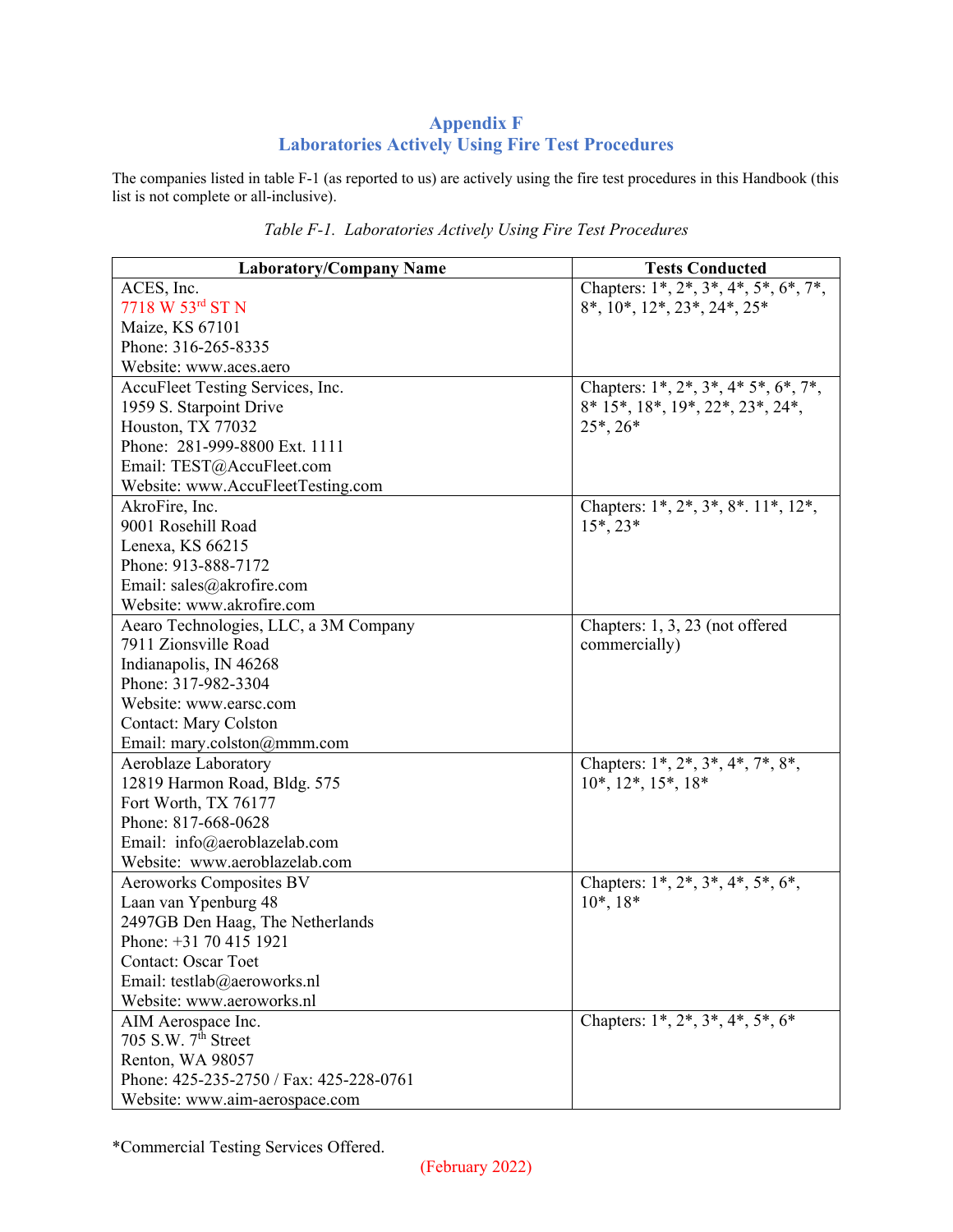# Appendix F
## Laboratories Actively Using Fire Test Procedures

The companies listed in table F-1 (as reported to us) are actively using the fire test procedures in this Handbook (this list is not complete or all-inclusive).

*Table F-1. Laboratories Actively Using Fire Test Procedures*

| Laboratory/Company Name | Tests Conducted |
|---|---|
| ACES, Inc.<br>7718 W 53rd ST N<br>Maize, KS 67101<br>Phone: 316-265-8335<br>Website: www.aces.aero | Chapters: 1*, 2*, 3*, 4*, 5*, 6*, 7*, 8*, 10*, 12*, 23*, 24*, 25* |
| AccuFleet Testing Services, Inc.<br>1959 S. Starpoint Drive<br>Houston, TX 77032<br>Phone: 281-999-8800 Ext. 1111<br>Email: TEST@AccuFleet.com<br>Website: www.AccuFleetTesting.com | Chapters: 1*, 2*, 3*, 4* 5*, 6*, 7*, 8* 15*, 18*, 19*, 22*, 23*, 24*, 25*, 26* |
| AkroFire, Inc.<br>9001 Rosehill Road<br>Lenexa, KS 66215<br>Phone: 913-888-7172<br>Email: sales@akrofire.com<br>Website: www.akrofire.com | Chapters: 1*, 2*, 3*, 8*. 11*, 12*, 15*, 23* |
| Aearo Technologies, LLC, a 3M Company<br>7911 Zionsville Road<br>Indianapolis, IN 46268<br>Phone: 317-982-3304<br>Website: www.earsc.com<br>Contact: Mary Colston<br>Email: mary.colston@mmm.com | Chapters: 1, 3, 23 (not offered commercially) |
| Aeroblaze Laboratory<br>12819 Harmon Road, Bldg. 575<br>Fort Worth, TX 76177<br>Phone: 817-668-0628<br>Email: info@aeroblazelab.com<br>Website: www.aeroblazelab.com | Chapters: 1*, 2*, 3*, 4*, 7*, 8*, 10*, 12*, 15*, 18* |
| Aeroworks Composites BV<br>Laan van Ypenburg 48<br>2497GB Den Haag, The Netherlands<br>Phone: +31 70 415 1921<br>Contact: Oscar Toet<br>Email: testlab@aeroworks.nl<br>Website: www.aeroworks.nl | Chapters: 1*, 2*, 3*, 4*, 5*, 6*, 10*, 18* |
| AIM Aerospace Inc.<br>705 S.W. 7th Street<br>Renton, WA 98057<br>Phone: 425-235-2750 / Fax: 425-228-0761<br>Website: www.aim-aerospace.com | Chapters: 1*, 2*, 3*, 4*, 5*, 6* |

*Commercial Testing Services Offered.

(February 2022)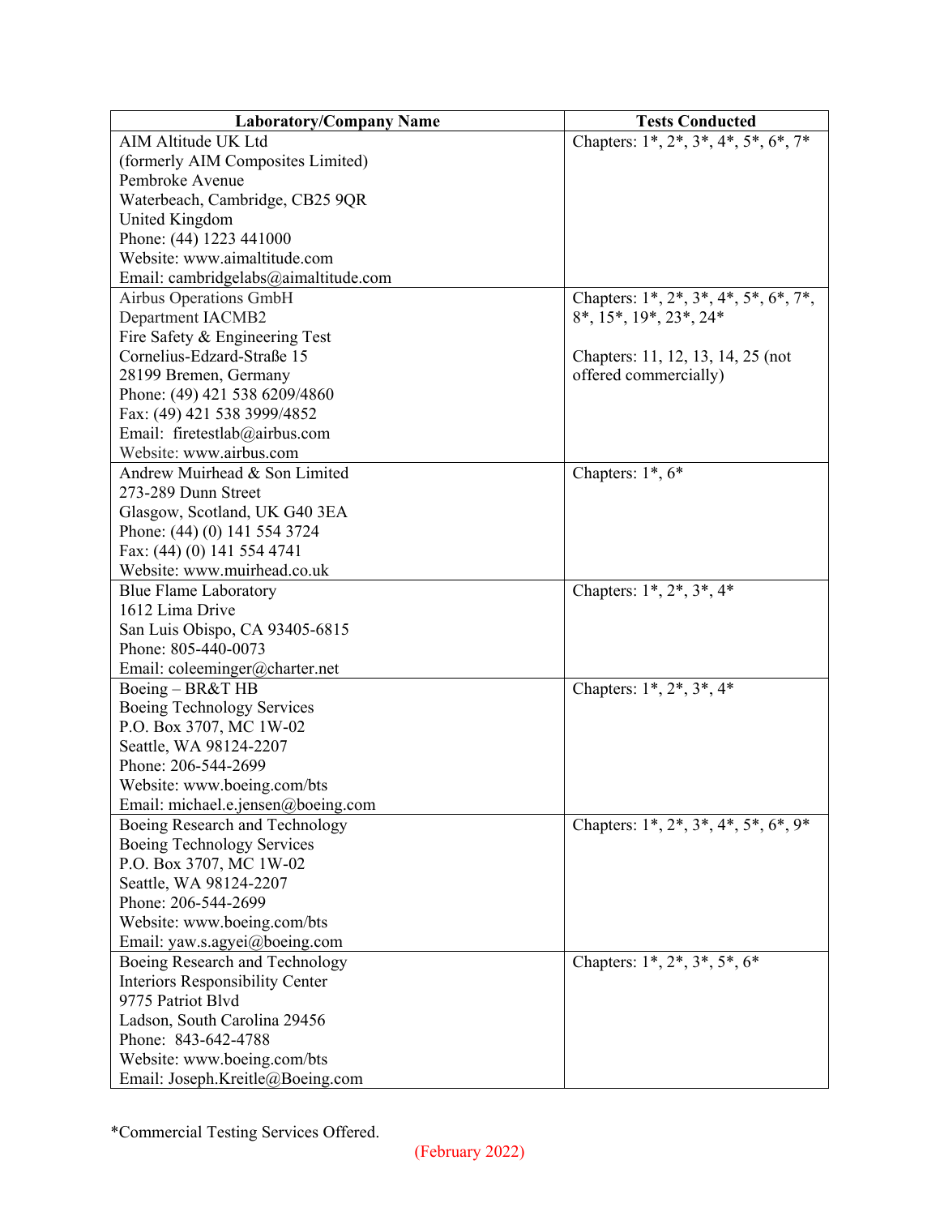| Laboratory/Company Name | Tests Conducted |
|---|---|
| AIM Altitude UK Ltd<br>(formerly AIM Composites Limited)<br>Pembroke Avenue<br>Waterbeach, Cambridge, CB25 9QR<br>United Kingdom<br>Phone: (44) 1223 441000<br>Website: www.aimaltitude.com<br>Email: cambridgelabs@aimaltitude.com | Chapters: 1*, 2*, 3*, 4*, 5*, 6*, 7* |
| Airbus Operations GmbH<br>Department IACMB2<br>Fire Safety & Engineering Test<br>Cornelius-Edzard-Straße 15<br>28199 Bremen, Germany<br>Phone: (49) 421 538 6209/4860<br>Fax: (49) 421 538 3999/4852<br>Email: firetestlab@airbus.com<br>Website: www.airbus.com | Chapters: 1*, 2*, 3*, 4*, 5*, 6*, 7*, 8*, 15*, 19*, 23*, 24*<br><br>Chapters: 11, 12, 13, 14, 25 (not offered commercially) |
| Andrew Muirhead & Son Limited<br>273-289 Dunn Street<br>Glasgow, Scotland, UK G40 3EA<br>Phone: (44) (0) 141 554 3724<br>Fax: (44) (0) 141 554 4741<br>Website: www.muirhead.co.uk | Chapters: 1*, 6* |
| Blue Flame Laboratory<br>1612 Lima Drive<br>San Luis Obispo, CA 93405-6815<br>Phone: 805-440-0073<br>Email: coleeminger@charter.net | Chapters: 1*, 2*, 3*, 4* |
| Boeing – BR&T HB<br>Boeing Technology Services<br>P.O. Box 3707, MC 1W-02<br>Seattle, WA 98124-2207<br>Phone: 206-544-2699<br>Website: www.boeing.com/bts<br>Email: michael.e.jensen@boeing.com | Chapters: 1*, 2*, 3*, 4* |
| Boeing Research and Technology<br>Boeing Technology Services<br>P.O. Box 3707, MC 1W-02<br>Seattle, WA 98124-2207<br>Phone: 206-544-2699<br>Website: www.boeing.com/bts<br>Email: yaw.s.agyei@boeing.com | Chapters: 1*, 2*, 3*, 4*, 5*, 6*, 9* |
| Boeing Research and Technology<br>Interiors Responsibility Center<br>9775 Patriot Blvd<br>Ladson, South Carolina 29456<br>Phone: 843-642-4788<br>Website: www.boeing.com/bts<br>Email: Joseph.Kreitle@Boeing.com | Chapters: 1*, 2*, 3*, 5*, 6* |

*Commercial Testing Services Offered.

(February 2022)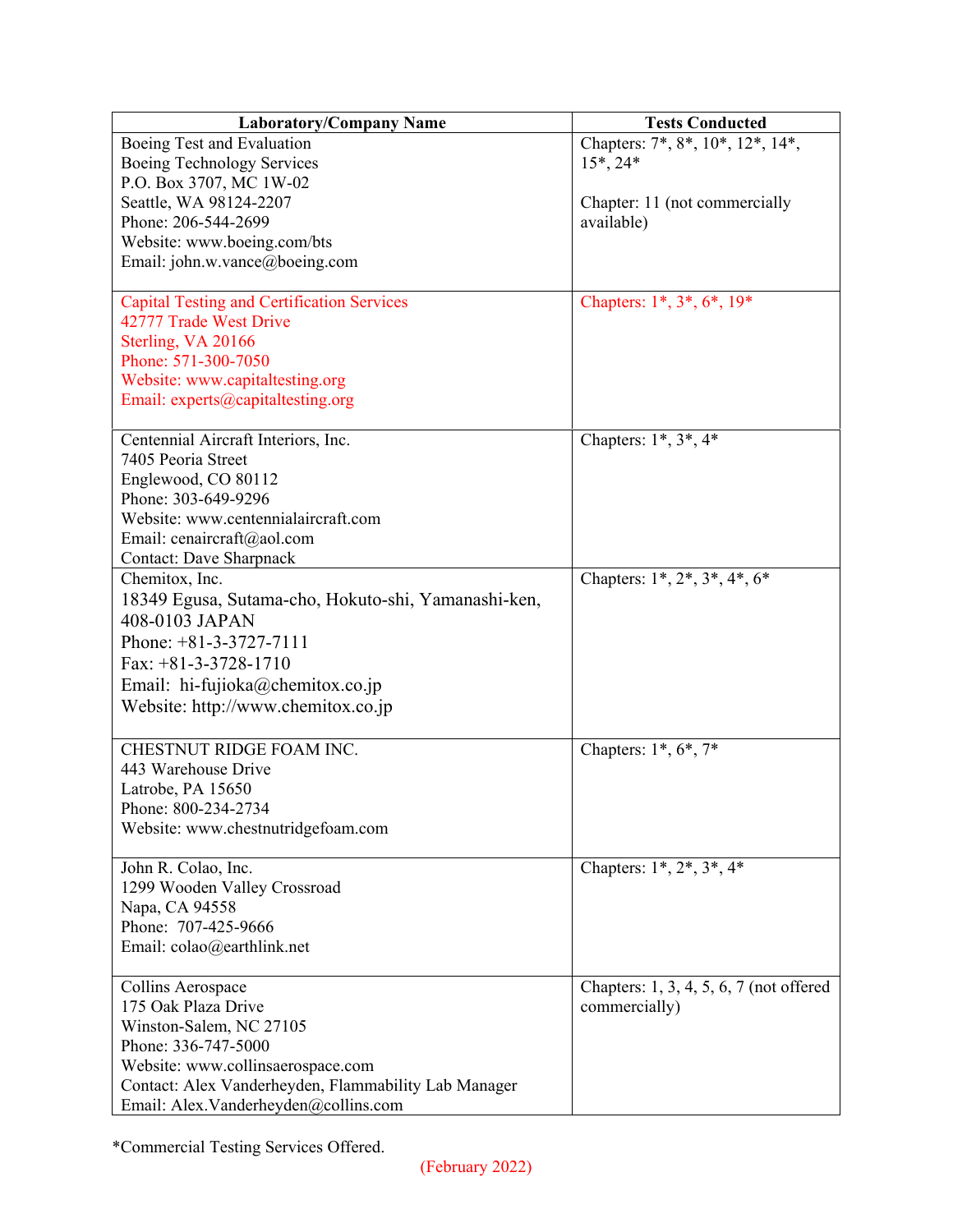| Laboratory/Company Name | Tests Conducted |
| --- | --- |
| Boeing Test and Evaluation<br>Boeing Technology Services<br>P.O. Box 3707, MC 1W-02<br>Seattle, WA 98124-2207<br>Phone: 206-544-2699<br>Website: www.boeing.com/bts<br>Email: john.w.vance@boeing.com | Chapters: 7*, 8*, 10*, 12*, 14*, 15*, 24*<br><br>Chapter: 11 (not commercially available) |
| Capital Testing and Certification Services<br>42777 Trade West Drive<br>Sterling, VA 20166<br>Phone: 571-300-7050<br>Website: www.capitaltesting.org<br>Email: experts@capitaltesting.org | Chapters: 1*, 3*, 6*, 19* |
| Centennial Aircraft Interiors, Inc.<br>7405 Peoria Street<br>Englewood, CO 80112<br>Phone: 303-649-9296<br>Website: www.centennialaircraft.com<br>Email: cenaircraft@aol.com<br>Contact: Dave Sharpnack | Chapters: 1*, 3*, 4* |
| Chemitox, Inc.<br>18349 Egusa, Sutama-cho, Hokuto-shi, Yamanashi-ken, 408-0103 JAPAN<br>Phone: +81-3-3727-7111<br>Fax: +81-3-3728-1710<br>Email: hi-fujioka@chemitox.co.jp<br>Website: http://www.chemitox.co.jp | Chapters: 1*, 2*, 3*, 4*, 6* |
| CHESTNUT RIDGE FOAM INC.<br>443 Warehouse Drive<br>Latrobe, PA 15650<br>Phone: 800-234-2734<br>Website: www.chestnutridgefoam.com | Chapters: 1*, 6*, 7* |
| John R. Colao, Inc.<br>1299 Wooden Valley Crossroad<br>Napa, CA 94558<br>Phone: 707-425-9666<br>Email: colao@earthlink.net | Chapters: 1*, 2*, 3*, 4* |
| Collins Aerospace<br>175 Oak Plaza Drive<br>Winston-Salem, NC 27105<br>Phone: 336-747-5000<br>Website: www.collinsaerospace.com<br>Contact: Alex Vanderheyden, Flammability Lab Manager<br>Email: Alex.Vanderheyden@collins.com | Chapters: 1, 3, 4, 5, 6, 7 (not offered commercially) |

*Commercial Testing Services Offered.

(February 2022)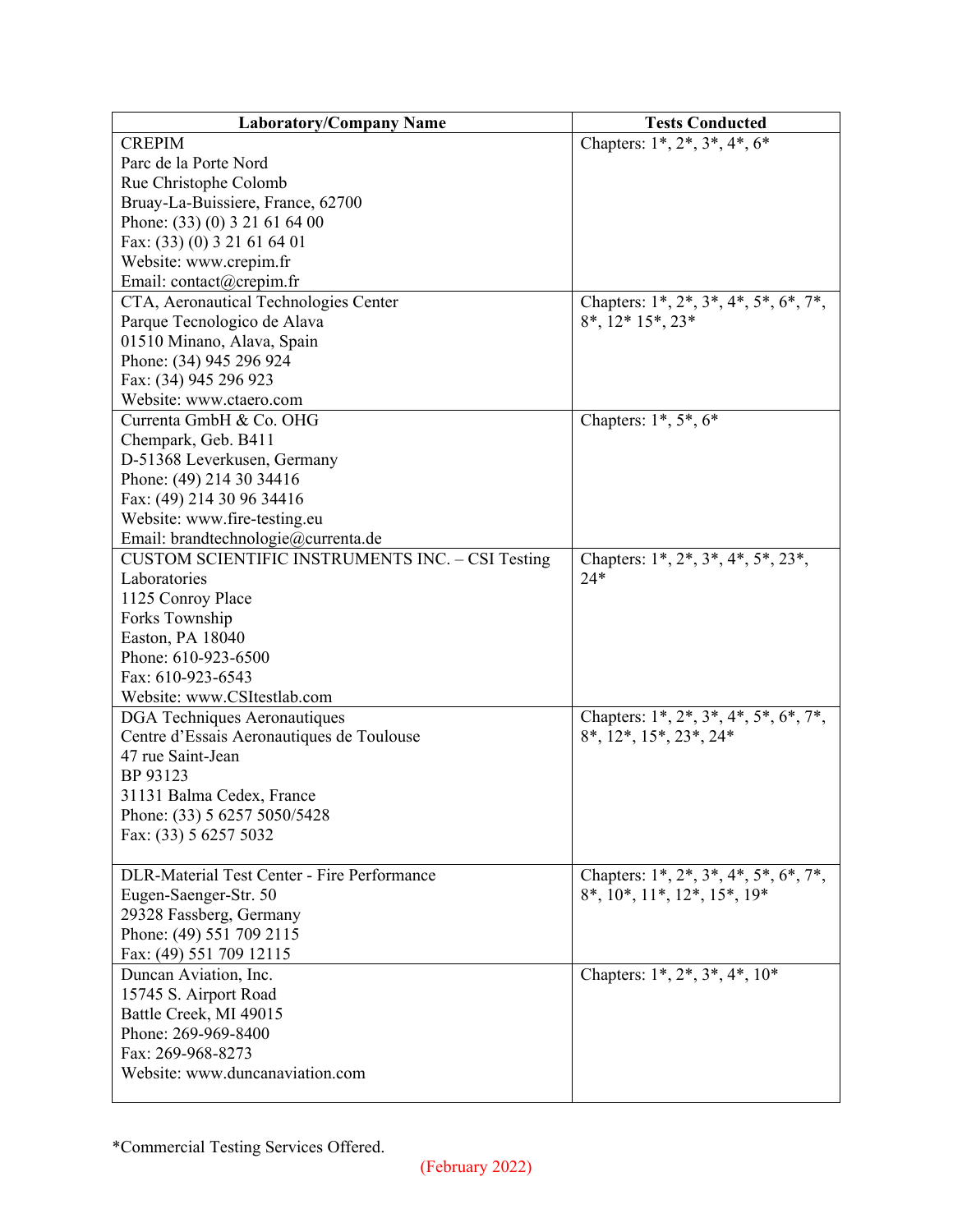| Laboratory/Company Name | Tests Conducted |
|---|---|
| CREPIM<br>Parc de la Porte Nord<br>Rue Christophe Colomb<br>Bruay-La-Buissiere, France, 62700<br>Phone: (33) (0) 3 21 61 64 00<br>Fax: (33) (0) 3 21 61 64 01<br>Website: www.crepim.fr<br>Email: contact@crepim.fr | Chapters: 1*, 2*, 3*, 4*, 6* |
| CTA, Aeronautical Technologies Center<br>Parque Tecnologico de Alava<br>01510 Minano, Alava, Spain<br>Phone: (34) 945 296 924<br>Fax: (34) 945 296 923<br>Website: www.ctaero.com | Chapters: 1*, 2*, 3*, 4*, 5*, 6*, 7*, 8*, 12* 15*, 23* |
| Currenta GmbH & Co. OHG<br>Chempark, Geb. B411<br>D-51368 Leverkusen, Germany<br>Phone: (49) 214 30 34416<br>Fax: (49) 214 30 96 34416<br>Website: www.fire-testing.eu<br>Email: brandtechnologie@currenta.de | Chapters: 1*, 5*, 6* |
| CUSTOM SCIENTIFIC INSTRUMENTS INC. – CSI Testing Laboratories<br>1125 Conroy Place<br>Forks Township<br>Easton, PA 18040<br>Phone: 610-923-6500<br>Fax: 610-923-6543<br>Website: www.CSItestlab.com | Chapters: 1*, 2*, 3*, 4*, 5*, 23*, 24* |
| DGA Techniques Aeronautiques<br>Centre d'Essais Aeronautiques de Toulouse<br>47 rue Saint-Jean<br>BP 93123<br>31131 Balma Cedex, France<br>Phone: (33) 5 6257 5050/5428<br>Fax: (33) 5 6257 5032 | Chapters: 1*, 2*, 3*, 4*, 5*, 6*, 7*, 8*, 12*, 15*, 23*, 24* |
| DLR-Material Test Center - Fire Performance<br>Eugen-Saenger-Str. 50<br>29328 Fassberg, Germany<br>Phone: (49) 551 709 2115<br>Fax: (49) 551 709 12115 | Chapters: 1*, 2*, 3*, 4*, 5*, 6*, 7*, 8*, 10*, 11*, 12*, 15*, 19* |
| Duncan Aviation, Inc.<br>15745 S. Airport Road<br>Battle Creek, MI 49015<br>Phone: 269-969-8400<br>Fax: 269-968-8273<br>Website: www.duncanaviation.com | Chapters: 1*, 2*, 3*, 4*, 10* |

*Commercial Testing Services Offered.

(February 2022)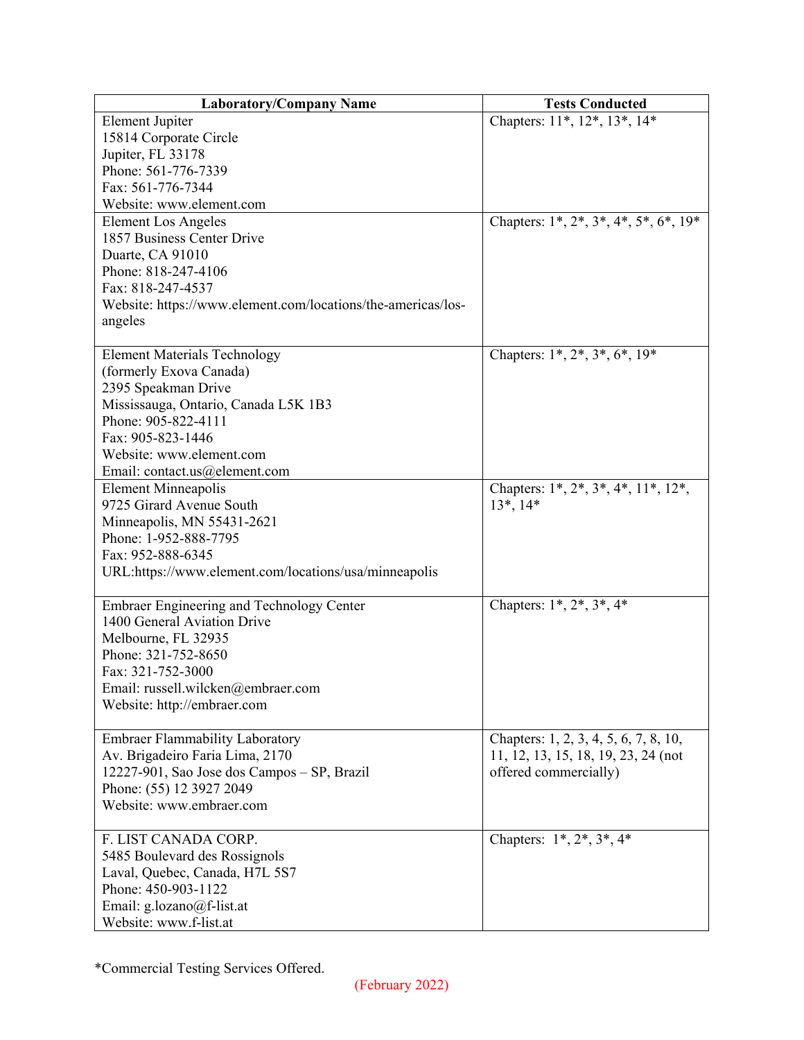| Laboratory/Company Name | Tests Conducted |
| --- | --- |
| Element Jupiter<br>15814 Corporate Circle<br>Jupiter, FL 33178<br>Phone: 561-776-7339<br>Fax: 561-776-7344<br>Website: www.element.com | Chapters: 11*, 12*, 13*, 14* |
| Element Los Angeles<br>1857 Business Center Drive<br>Duarte, CA 91010<br>Phone: 818-247-4106<br>Fax: 818-247-4537<br>Website: https://www.element.com/locations/the-americas/los-angeles | Chapters: 1*, 2*, 3*, 4*, 5*, 6*, 19* |
| Element Materials Technology<br>(formerly Exova Canada)<br>2395 Speakman Drive<br>Mississauga, Ontario, Canada L5K 1B3<br>Phone: 905-822-4111<br>Fax: 905-823-1446<br>Website: www.element.com<br>Email: contact.us@element.com | Chapters: 1*, 2*, 3*, 6*, 19* |
| Element Minneapolis<br>9725 Girard Avenue South<br>Minneapolis, MN 55431-2621<br>Phone: 1-952-888-7795<br>Fax: 952-888-6345<br>URL:https://www.element.com/locations/usa/minneapolis | Chapters: 1*, 2*, 3*, 4*, 11*, 12*, 13*, 14* |
| Embraer Engineering and Technology Center<br>1400 General Aviation Drive<br>Melbourne, FL 32935<br>Phone: 321-752-8650<br>Fax: 321-752-3000<br>Email: russell.wilcken@embraer.com<br>Website: http://embraer.com | Chapters: 1*, 2*, 3*, 4* |
| Embraer Flammability Laboratory<br>Av. Brigadeiro Faria Lima, 2170<br>12227-901, Sao Jose dos Campos – SP, Brazil<br>Phone: (55) 12 3927 2049<br>Website: www.embraer.com | Chapters: 1, 2, 3, 4, 5, 6, 7, 8, 10, 11, 12, 13, 15, 18, 19, 23, 24 (not offered commercially) |
| F. LIST CANADA CORP.<br>5485 Boulevard des Rossignols<br>Laval, Quebec, Canada, H7L 5S7<br>Phone: 450-903-1122<br>Email: g.lozano@f-list.at<br>Website: www.f-list.at | Chapters: 1*, 2*, 3*, 4* |

*Commercial Testing Services Offered.

(February 2022)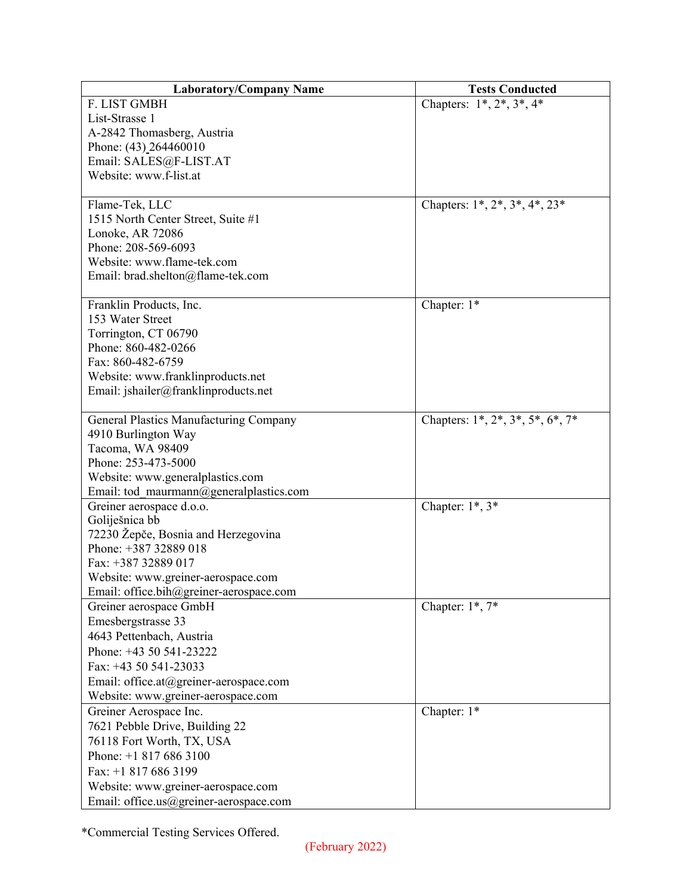| Laboratory/Company Name | Tests Conducted |
|---|---|
| F. LIST GMBH<br>List-Strasse 1<br>A-2842 Thomasberg, Austria<br>Phone: (43) 264460010<br>Email: SALES@F-LIST.AT<br>Website: www.f-list.at | Chapters: 1*, 2*, 3*, 4* |
| Flame-Tek, LLC<br>1515 North Center Street, Suite #1<br>Lonoke, AR 72086<br>Phone: 208-569-6093<br>Website: www.flame-tek.com<br>Email: brad.shelton@flame-tek.com | Chapters: 1*, 2*, 3*, 4*, 23* |
| Franklin Products, Inc.<br>153 Water Street<br>Torrington, CT 06790<br>Phone: 860-482-0266<br>Fax: 860-482-6759<br>Website: www.franklinproducts.net<br>Email: jshailer@franklinproducts.net | Chapter: 1* |
| General Plastics Manufacturing Company<br>4910 Burlington Way<br>Tacoma, WA 98409<br>Phone: 253-473-5000<br>Website: www.generalplastics.com<br>Email: tod_maurmann@generalplastics.com | Chapters: 1*, 2*, 3*, 5*, 6*, 7* |
| Greiner aerospace d.o.o.<br>Goliješnica bb<br>72230 Žepče, Bosnia and Herzegovina<br>Phone: +387 32889 018<br>Fax: +387 32889 017<br>Website: www.greiner-aerospace.com<br>Email: office.bih@greiner-aerospace.com | Chapter: 1*, 3* |
| Greiner aerospace GmbH<br>Emesbergstrasse 33<br>4643 Pettenbach, Austria<br>Phone: +43 50 541-23222<br>Fax: +43 50 541-23033<br>Email: office.at@greiner-aerospace.com<br>Website: www.greiner-aerospace.com | Chapter: 1*, 7* |
| Greiner Aerospace Inc.<br>7621 Pebble Drive, Building 22<br>76118 Fort Worth, TX, USA<br>Phone: +1 817 686 3100<br>Fax: +1 817 686 3199<br>Website: www.greiner-aerospace.com<br>Email: office.us@greiner-aerospace.com | Chapter: 1* |

*Commercial Testing Services Offered.

(February 2022)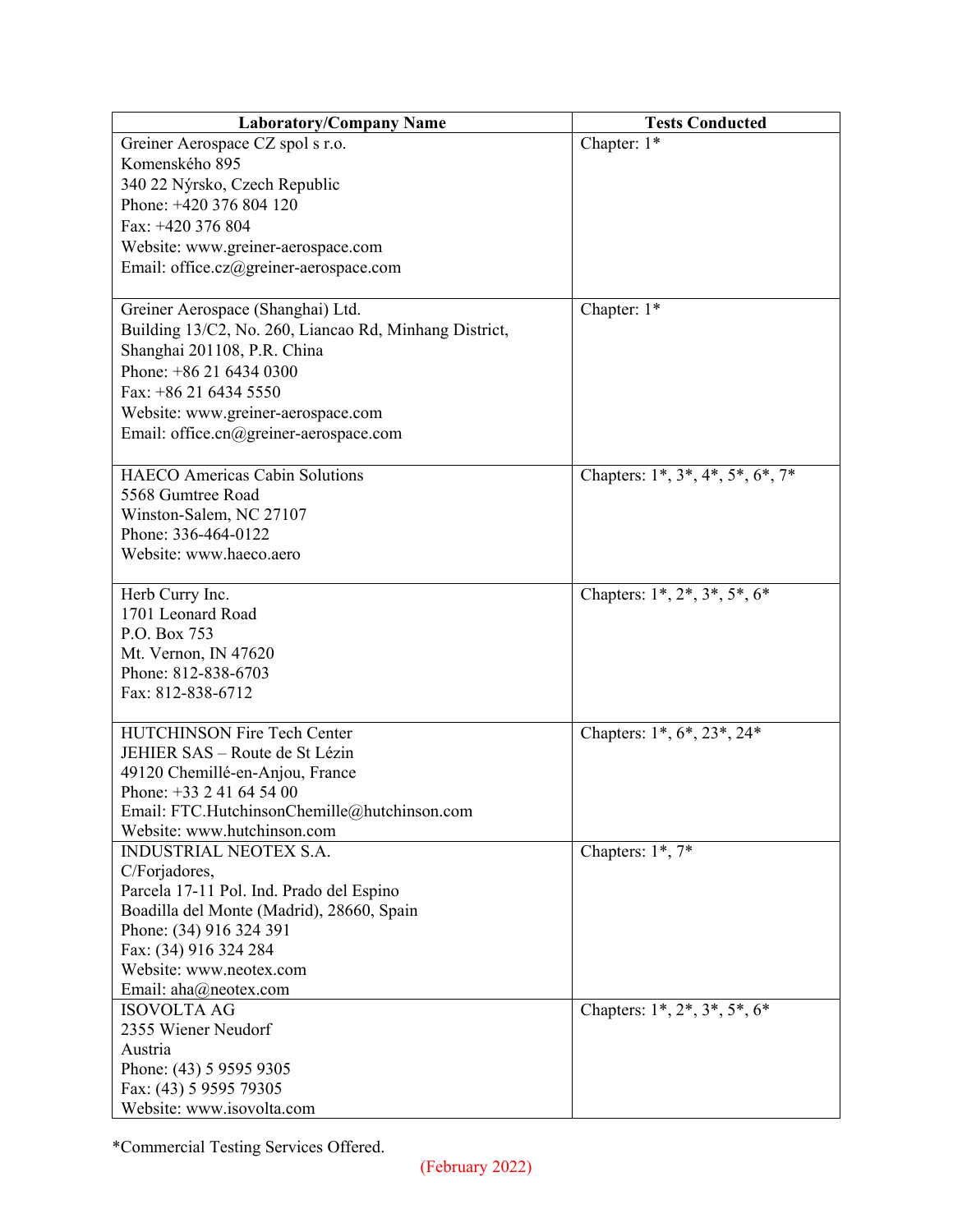| Laboratory/Company Name | Tests Conducted |
|---|---|
| Greiner Aerospace CZ spol s r.o.<br>Komenského 895<br>340 22 Nýrsko, Czech Republic<br>Phone: +420 376 804 120<br>Fax: +420 376 804<br>Website: www.greiner-aerospace.com<br>Email: office.cz@greiner-aerospace.com | Chapter: 1* |
| Greiner Aerospace (Shanghai) Ltd.<br>Building 13/C2, No. 260, Liancao Rd, Minhang District,<br>Shanghai 201108, P.R. China<br>Phone: +86 21 6434 0300<br>Fax: +86 21 6434 5550<br>Website: www.greiner-aerospace.com<br>Email: office.cn@greiner-aerospace.com | Chapter: 1* |
| HAECO Americas Cabin Solutions<br>5568 Gumtree Road<br>Winston-Salem, NC 27107<br>Phone: 336-464-0122<br>Website: www.haeco.aero | Chapters: 1*, 3*, 4*, 5*, 6*, 7* |
| Herb Curry Inc.<br>1701 Leonard Road<br>P.O. Box 753<br>Mt. Vernon, IN 47620<br>Phone: 812-838-6703<br>Fax: 812-838-6712 | Chapters: 1*, 2*, 3*, 5*, 6* |
| HUTCHINSON Fire Tech Center<br>JEHIER SAS – Route de St Lézin<br>49120 Chemillé-en-Anjou, France<br>Phone: +33 2 41 64 54 00<br>Email: FTC.HutchinsonChemille@hutchinson.com<br>Website: www.hutchinson.com | Chapters: 1*, 6*, 23*, 24* |
| INDUSTRIAL NEOTEX S.A.<br>C/Forjadores,<br>Parcela 17-11 Pol. Ind. Prado del Espino<br>Boadilla del Monte (Madrid), 28660, Spain<br>Phone: (34) 916 324 391<br>Fax: (34) 916 324 284<br>Website: www.neotex.com<br>Email: aha@neotex.com | Chapters: 1*, 7* |
| ISOVOLTA AG<br>2355 Wiener Neudorf<br>Austria<br>Phone: (43) 5 9595 9305<br>Fax: (43) 5 9595 79305<br>Website: www.isovolta.com | Chapters: 1*, 2*, 3*, 5*, 6* |

*Commercial Testing Services Offered.

(February 2022)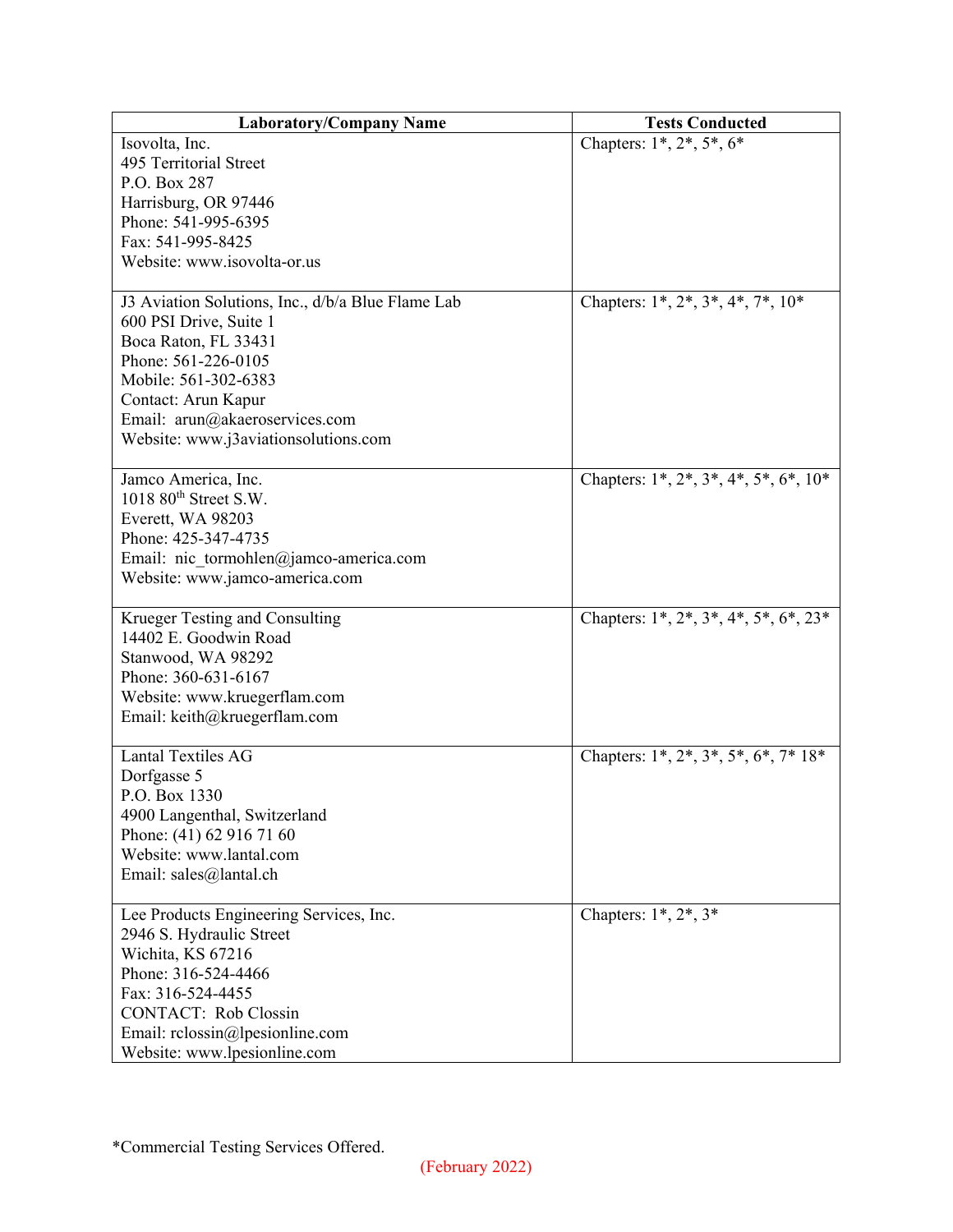| Laboratory/Company Name | Tests Conducted |
|---|---|
| Isovolta, Inc.<br>495 Territorial Street<br>P.O. Box 287<br>Harrisburg, OR 97446<br>Phone: 541-995-6395<br>Fax: 541-995-8425<br>Website: www.isovolta-or.us | Chapters: 1*, 2*, 5*, 6* |
| J3 Aviation Solutions, Inc., d/b/a Blue Flame Lab<br>600 PSI Drive, Suite 1<br>Boca Raton, FL 33431<br>Phone: 561-226-0105<br>Mobile: 561-302-6383<br>Contact: Arun Kapur<br>Email: arun@akaeroservices.com<br>Website: www.j3aviationsolutions.com | Chapters: 1*, 2*, 3*, 4*, 7*, 10* |
| Jamco America, Inc.<br>1018 80th Street S.W.<br>Everett, WA 98203<br>Phone: 425-347-4735<br>Email: nic_tormohlen@jamco-america.com<br>Website: www.jamco-america.com | Chapters: 1*, 2*, 3*, 4*, 5*, 6*, 10* |
| Krueger Testing and Consulting<br>14402 E. Goodwin Road<br>Stanwood, WA 98292<br>Phone: 360-631-6167<br>Website: www.kruegerflam.com<br>Email: keith@kruegerflam.com | Chapters: 1*, 2*, 3*, 4*, 5*, 6*, 23* |
| Lantal Textiles AG<br>Dorfgasse 5<br>P.O. Box 1330<br>4900 Langenthal, Switzerland<br>Phone: (41) 62 916 71 60<br>Website: www.lantal.com<br>Email: sales@lantal.ch | Chapters: 1*, 2*, 3*, 5*, 6*, 7* 18* |
| Lee Products Engineering Services, Inc.<br>2946 S. Hydraulic Street<br>Wichita, KS 67216<br>Phone: 316-524-4466<br>Fax: 316-524-4455<br>CONTACT: Rob Clossin<br>Email: rclossin@lpesionline.com<br>Website: www.lpesionline.com | Chapters: 1*, 2*, 3* |

*Commercial Testing Services Offered.

(February 2022)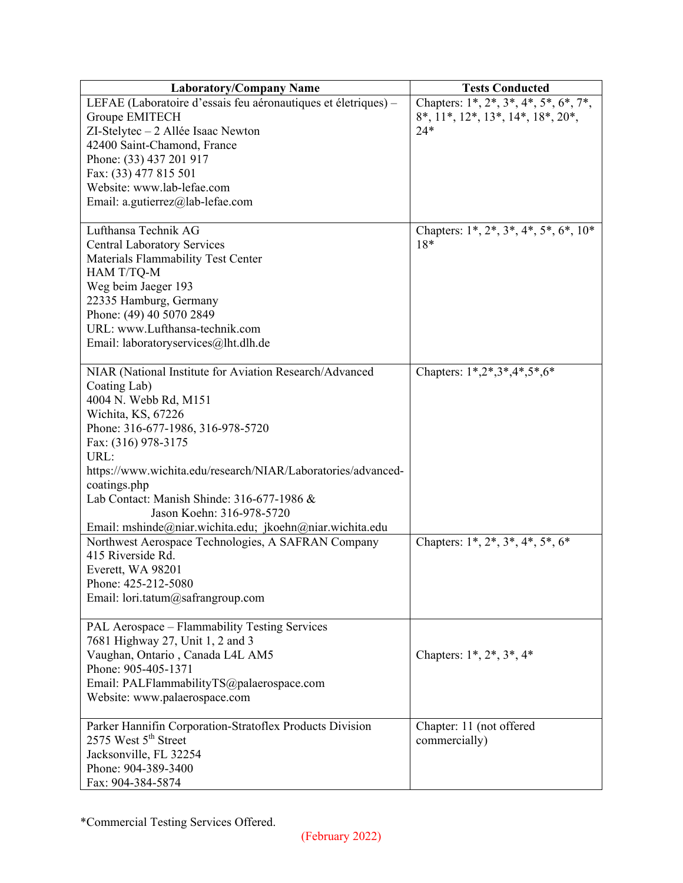| Laboratory/Company Name | Tests Conducted |
|---|---|
| LEFAE (Laboratoire d'essais feu aéronautiques et életriques) – Groupe EMITECH<br>ZI-Stelytec – 2 Allée Isaac Newton<br>42400 Saint-Chamond, France<br>Phone: (33) 437 201 917<br>Fax: (33) 477 815 501<br>Website: www.lab-lefae.com<br>Email: a.gutierrez@lab-lefae.com | Chapters: 1*, 2*, 3*, 4*, 5*, 6*, 7*, 8*, 11*, 12*, 13*, 14*, 18*, 20*, 24* |
| Lufthansa Technik AG<br>Central Laboratory Services<br>Materials Flammability Test Center<br>HAM T/TQ-M<br>Weg beim Jaeger 193<br>22335 Hamburg, Germany<br>Phone: (49) 40 5070 2849<br>URL: www.Lufthansa-technik.com<br>Email: laboratoryservices@lht.dlh.de | Chapters: 1*, 2*, 3*, 4*, 5*, 6*, 10* 18* |
| NIAR (National Institute for Aviation Research/Advanced Coating Lab)<br>4004 N. Webb Rd, M151<br>Wichita, KS, 67226<br>Phone: 316-677-1986, 316-978-5720<br>Fax: (316) 978-3175<br>URL: https://www.wichita.edu/research/NIAR/Laboratories/advanced-coatings.php<br>Lab Contact: Manish Shinde: 316-677-1986 &<br>Jason Koehn: 316-978-5720<br>Email: mshinde@niar.wichita.edu; jkoehn@niar.wichita.edu | Chapters: 1*,2*,3*,4*,5*,6* |
| Northwest Aerospace Technologies, A SAFRAN Company<br>415 Riverside Rd.<br>Everett, WA 98201<br>Phone: 425-212-5080<br>Email: lori.tatum@safrangroup.com | Chapters: 1*, 2*, 3*, 4*, 5*, 6* |
| PAL Aerospace – Flammability Testing Services<br>7681 Highway 27, Unit 1, 2 and 3<br>Vaughan, Ontario , Canada L4L AM5<br>Phone: 905-405-1371<br>Email: PALFlammabilityTS@palaerospace.com<br>Website: www.palaerospace.com | Chapters: 1*, 2*, 3*, 4* |
| Parker Hannifin Corporation-Stratoflex Products Division<br>2575 West 5th Street<br>Jacksonville, FL 32254<br>Phone: 904-389-3400<br>Fax: 904-384-5874 | Chapter: 11 (not offered commercially) |

*Commercial Testing Services Offered.

(February 2022)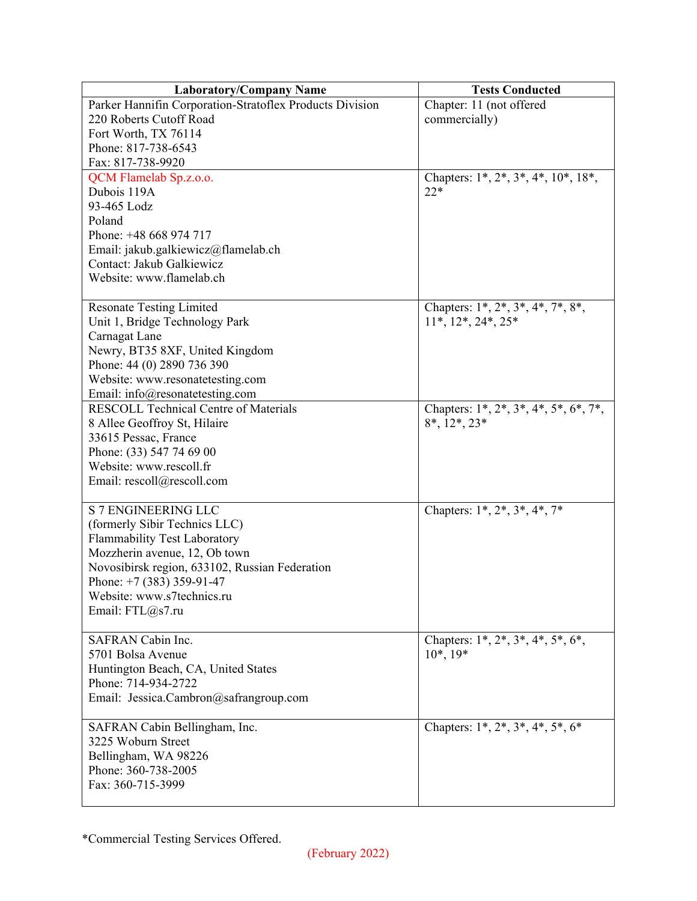| Laboratory/Company Name | Tests Conducted |
|---|---|
| Parker Hannifin Corporation-Stratoflex Products Division<br>220 Roberts Cutoff Road<br>Fort Worth, TX 76114<br>Phone: 817-738-6543<br>Fax: 817-738-9920 | Chapter: 11 (not offered commercially) |
| QCM Flamelab Sp.z.o.o.<br>Dubois 119A<br>93-465 Lodz<br>Poland<br>Phone: +48 668 974 717<br>Email: jakub.galkiewicz@flamelab.ch<br>Contact: Jakub Galkiewicz<br>Website: www.flamelab.ch | Chapters: 1*, 2*, 3*, 4*, 10*, 18*, 22* |
| Resonate Testing Limited<br>Unit 1, Bridge Technology Park<br>Carnagat Lane<br>Newry, BT35 8XF, United Kingdom<br>Phone: 44 (0) 2890 736 390<br>Website: www.resonatetesting.com<br>Email: info@resonatetesting.com | Chapters: 1*, 2*, 3*, 4*, 7*, 8*, 11*, 12*, 24*, 25* |
| RESCOLL Technical Centre of Materials<br>8 Allee Geoffroy St, Hilaire<br>33615 Pessac, France<br>Phone: (33) 547 74 69 00<br>Website: www.rescoll.fr<br>Email: rescoll@rescoll.com | Chapters: 1*, 2*, 3*, 4*, 5*, 6*, 7*, 8*, 12*, 23* |
| S 7 ENGINEERING LLC<br>(formerly Sibir Technics LLC)<br>Flammability Test Laboratory<br>Mozzherin avenue, 12, Ob town<br>Novosibirsk region, 633102, Russian Federation<br>Phone: +7 (383) 359-91-47<br>Website: www.s7technics.ru<br>Email: FTL@s7.ru | Chapters: 1*, 2*, 3*, 4*, 7* |
| SAFRAN Cabin Inc.<br>5701 Bolsa Avenue<br>Huntington Beach, CA, United States<br>Phone: 714-934-2722<br>Email: Jessica.Cambron@safrangroup.com | Chapters: 1*, 2*, 3*, 4*, 5*, 6*, 10*, 19* |
| SAFRAN Cabin Bellingham, Inc.<br>3225 Woburn Street<br>Bellingham, WA 98226<br>Phone: 360-738-2005<br>Fax: 360-715-3999 | Chapters: 1*, 2*, 3*, 4*, 5*, 6* |

*Commercial Testing Services Offered.

(February 2022)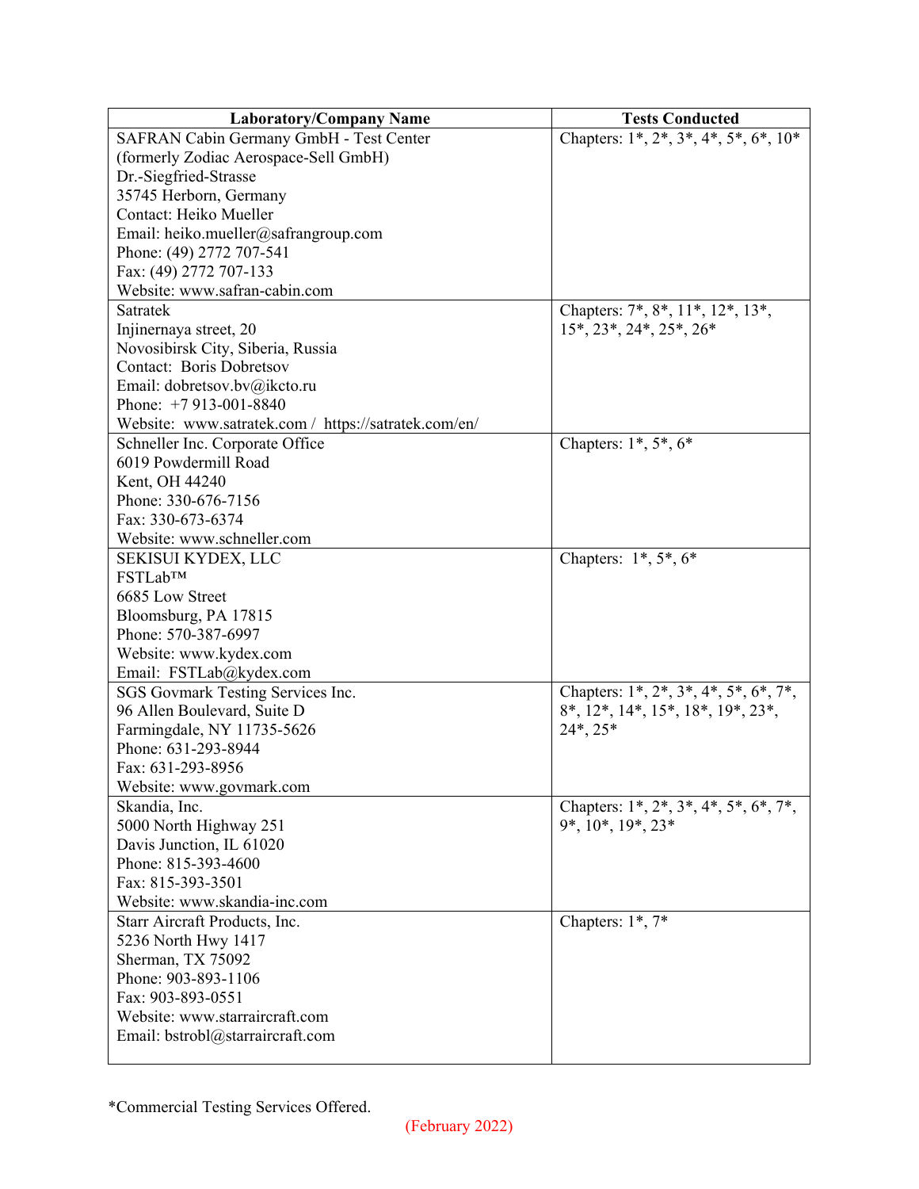| Laboratory/Company Name | Tests Conducted |
|---|---|
| SAFRAN Cabin Germany GmbH - Test Center<br>(formerly Zodiac Aerospace-Sell GmbH)<br>Dr.-Siegfried-Strasse<br>35745 Herborn, Germany<br>Contact: Heiko Mueller<br>Email: heiko.mueller@safrangroup.com<br>Phone: (49) 2772 707-541<br>Fax: (49) 2772 707-133<br>Website: www.safran-cabin.com | Chapters: 1*, 2*, 3*, 4*, 5*, 6*, 10* |
| Satratek<br>Injinernaya street, 20<br>Novosibirsk City, Siberia, Russia<br>Contact: Boris Dobretsov<br>Email: dobretsov.bv@ikcto.ru<br>Phone: +7 913-001-8840<br>Website: www.satratek.com / https://satratek.com/en/ | Chapters: 7*, 8*, 11*, 12*, 13*, 15*, 23*, 24*, 25*, 26* |
| Schneller Inc. Corporate Office<br>6019 Powdermill Road<br>Kent, OH 44240<br>Phone: 330-676-7156<br>Fax: 330-673-6374<br>Website: www.schneller.com | Chapters: 1*, 5*, 6* |
| SEKISUI KYDEX, LLC<br>FSTLab™<br>6685 Low Street<br>Bloomsburg, PA 17815<br>Phone: 570-387-6997<br>Website: www.kydex.com<br>Email: FSTLab@kydex.com | Chapters: 1*, 5*, 6* |
| SGS Govmark Testing Services Inc.<br>96 Allen Boulevard, Suite D<br>Farmingdale, NY 11735-5626<br>Phone: 631-293-8944<br>Fax: 631-293-8956<br>Website: www.govmark.com | Chapters: 1*, 2*, 3*, 4*, 5*, 6*, 7*, 8*, 12*, 14*, 15*, 18*, 19*, 23*, 24*, 25* |
| Skandia, Inc.<br>5000 North Highway 251<br>Davis Junction, IL 61020<br>Phone: 815-393-4600<br>Fax: 815-393-3501<br>Website: www.skandia-inc.com | Chapters: 1*, 2*, 3*, 4*, 5*, 6*, 7*, 9*, 10*, 19*, 23* |
| Starr Aircraft Products, Inc.<br>5236 North Hwy 1417<br>Sherman, TX 75092<br>Phone: 903-893-1106<br>Fax: 903-893-0551<br>Website: www.starraircraft.com<br>Email: bstrobl@starraircraft.com | Chapters: 1*, 7* |

*Commercial Testing Services Offered.

(February 2022)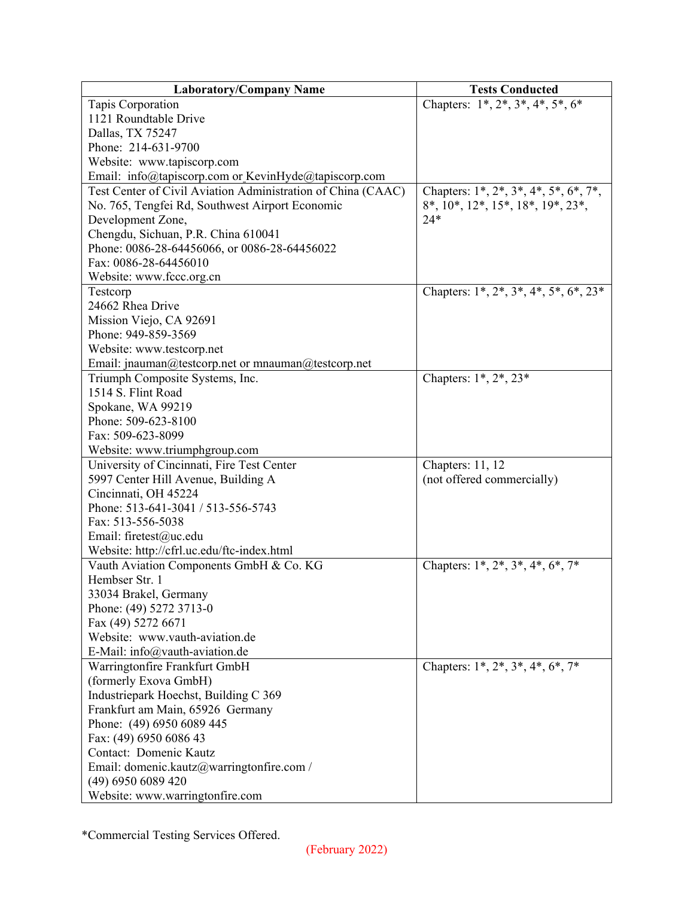| Laboratory/Company Name | Tests Conducted |
|---|---|
| Tapis Corporation<br>1121 Roundtable Drive<br>Dallas, TX 75247<br>Phone: 214-631-9700<br>Website: www.tapiscorp.com<br>Email: info@tapiscorp.com or KevinHyde@tapiscorp.com | Chapters: 1*, 2*, 3*, 4*, 5*, 6* |
| Test Center of Civil Aviation Administration of China (CAAC)<br>No. 765, Tengfei Rd, Southwest Airport Economic Development Zone,<br>Chengdu, Sichuan, P.R. China 610041<br>Phone: 0086-28-64456066, or 0086-28-64456022<br>Fax: 0086-28-64456010<br>Website: www.fccc.org.cn | Chapters: 1*, 2*, 3*, 4*, 5*, 6*, 7*, 8*, 10*, 12*, 15*, 18*, 19*, 23*, 24* |
| Testcorp<br>24662 Rhea Drive<br>Mission Viejo, CA 92691<br>Phone: 949-859-3569<br>Website: www.testcorp.net<br>Email: jnauman@testcorp.net or mnauman@testcorp.net | Chapters: 1*, 2*, 3*, 4*, 5*, 6*, 23* |
| Triumph Composite Systems, Inc.<br>1514 S. Flint Road<br>Spokane, WA 99219<br>Phone: 509-623-8100<br>Fax: 509-623-8099<br>Website: www.triumphgroup.com | Chapters: 1*, 2*, 23* |
| University of Cincinnati, Fire Test Center<br>5997 Center Hill Avenue, Building A<br>Cincinnati, OH 45224<br>Phone: 513-641-3041 / 513-556-5743<br>Fax: 513-556-5038<br>Email: firetest@uc.edu<br>Website: http://cfrl.uc.edu/ftc-index.html | Chapters: 11, 12<br>(not offered commercially) |
| Vauth Aviation Components GmbH & Co. KG<br>Hembser Str. 1<br>33034 Brakel, Germany<br>Phone: (49) 5272 3713-0<br>Fax (49) 5272 6671<br>Website: www.vauth-aviation.de<br>E-Mail: info@vauth-aviation.de | Chapters: 1*, 2*, 3*, 4*, 6*, 7* |
| Warringtonfire Frankfurt GmbH<br>(formerly Exova GmbH)<br>Industriepark Hoechst, Building C 369<br>Frankfurt am Main, 65926 Germany<br>Phone: (49) 6950 6089 445<br>Fax: (49) 6950 6086 43<br>Contact: Domenic Kautz<br>Email: domenic.kautz@warringtonfire.com /<br>(49) 6950 6089 420<br>Website: www.warringtonfire.com | Chapters: 1*, 2*, 3*, 4*, 6*, 7* |

*Commercial Testing Services Offered.

(February 2022)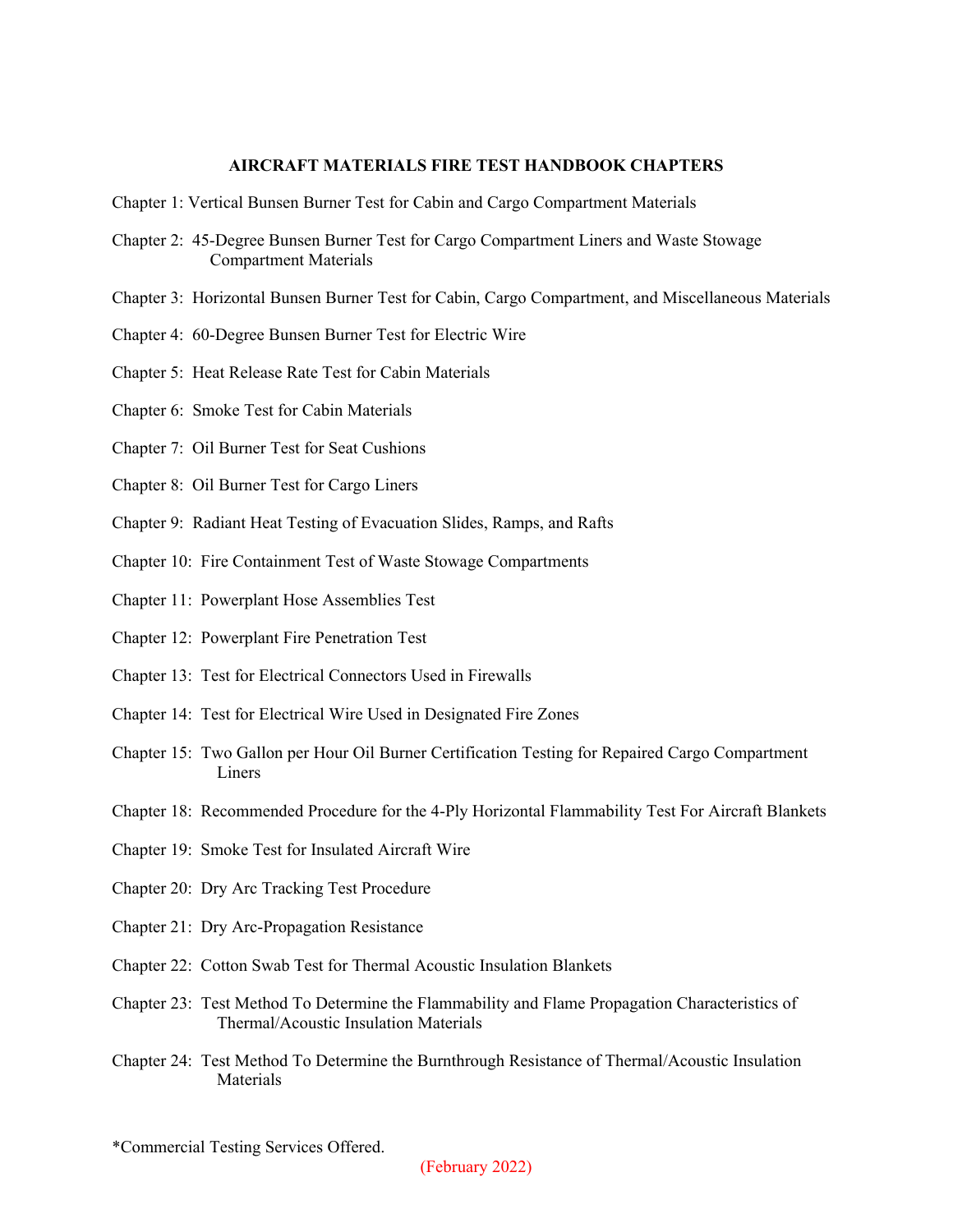**AIRCRAFT MATERIALS FIRE TEST HANDBOOK CHAPTERS**

Chapter 1: Vertical Bunsen Burner Test for Cabin and Cargo Compartment Materials

Chapter 2: 45-Degree Bunsen Burner Test for Cargo Compartment Liners and Waste Stowage Compartment Materials

Chapter 3: Horizontal Bunsen Burner Test for Cabin, Cargo Compartment, and Miscellaneous Materials

Chapter 4: 60-Degree Bunsen Burner Test for Electric Wire

Chapter 5: Heat Release Rate Test for Cabin Materials

Chapter 6: Smoke Test for Cabin Materials

Chapter 7: Oil Burner Test for Seat Cushions

Chapter 8: Oil Burner Test for Cargo Liners

Chapter 9: Radiant Heat Testing of Evacuation Slides, Ramps, and Rafts

Chapter 10: Fire Containment Test of Waste Stowage Compartments

Chapter 11: Powerplant Hose Assemblies Test

Chapter 12: Powerplant Fire Penetration Test

Chapter 13: Test for Electrical Connectors Used in Firewalls

Chapter 14: Test for Electrical Wire Used in Designated Fire Zones

Chapter 15: Two Gallon per Hour Oil Burner Certification Testing for Repaired Cargo Compartment Liners

Chapter 18: Recommended Procedure for the 4-Ply Horizontal Flammability Test For Aircraft Blankets

Chapter 19: Smoke Test for Insulated Aircraft Wire

Chapter 20: Dry Arc Tracking Test Procedure

Chapter 21: Dry Arc-Propagation Resistance

Chapter 22: Cotton Swab Test for Thermal Acoustic Insulation Blankets

Chapter 23: Test Method To Determine the Flammability and Flame Propagation Characteristics of Thermal/Acoustic Insulation Materials

Chapter 24: Test Method To Determine the Burnthrough Resistance of Thermal/Acoustic Insulation Materials

*Commercial Testing Services Offered.

(February 2022)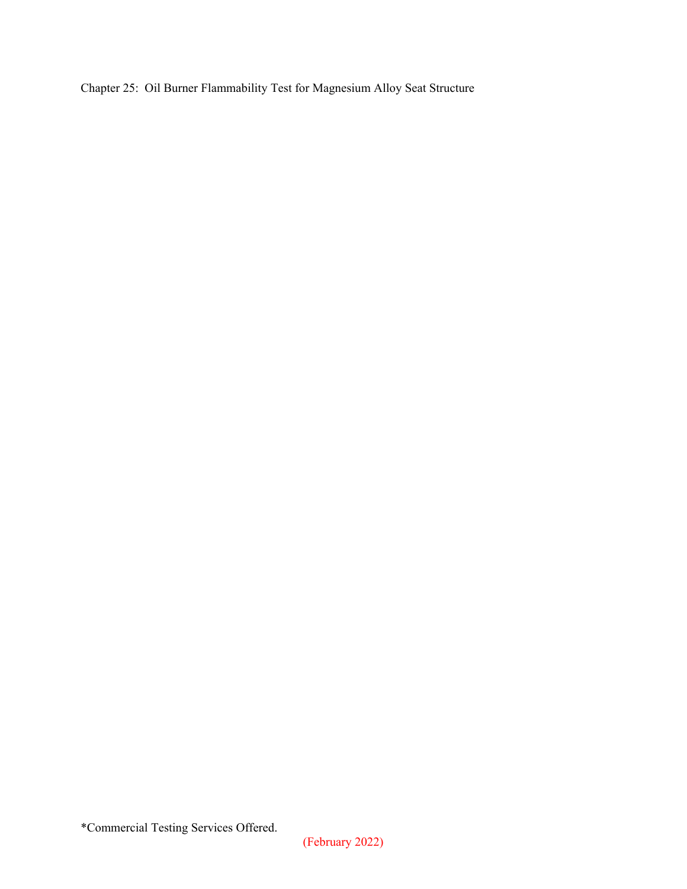Chapter 25: Oil Burner Flammability Test for Magnesium Alloy Seat Structure

*Commercial Testing Services Offered.

(February 2022)